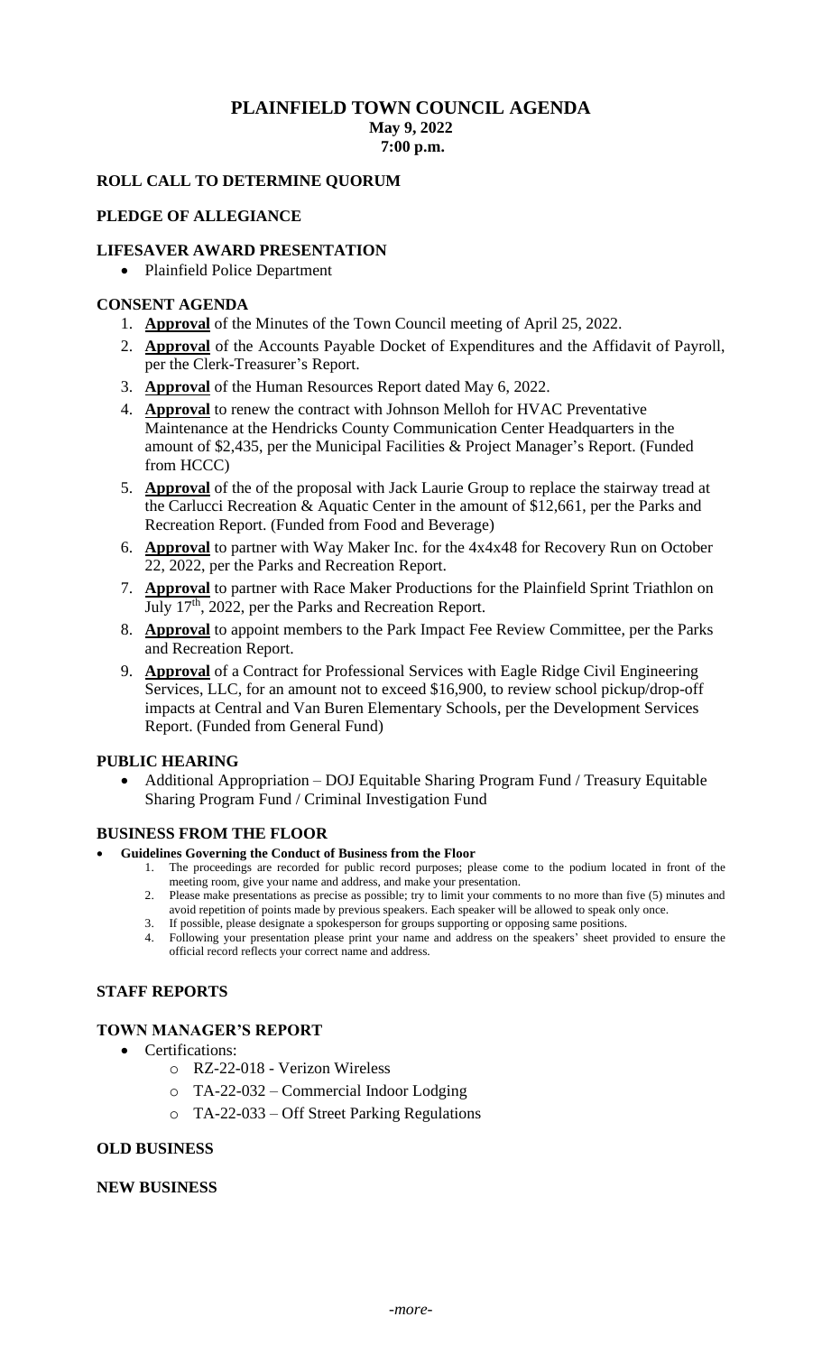# PLAINFIELD TOWN COUNCIL AGENDA

**May 9, 2022**
**7:00 p.m.**

## ROLL CALL TO DETERMINE QUORUM

## PLEDGE OF ALLEGIANCE

## LIFESAVER AWARD PRESENTATION

- Plainfield Police Department

## CONSENT AGENDA

1. **Approval** of the Minutes of the Town Council meeting of April 25, 2022.
2. **Approval** of the Accounts Payable Docket of Expenditures and the Affidavit of Payroll, per the Clerk-Treasurer's Report.
3. **Approval** of the Human Resources Report dated May 6, 2022.
4. **Approval** to renew the contract with Johnson Melloh for HVAC Preventative Maintenance at the Hendricks County Communication Center Headquarters in the amount of $2,435, per the Municipal Facilities & Project Manager's Report. (Funded from HCCC)
5. **Approval** of the of the proposal with Jack Laurie Group to replace the stairway tread at the Carlucci Recreation & Aquatic Center in the amount of $12,661, per the Parks and Recreation Report. (Funded from Food and Beverage)
6. **Approval** to partner with Way Maker Inc. for the 4x4x48 for Recovery Run on October 22, 2022, per the Parks and Recreation Report.
7. **Approval** to partner with Race Maker Productions for the Plainfield Sprint Triathlon on July 17th, 2022, per the Parks and Recreation Report.
8. **Approval** to appoint members to the Park Impact Fee Review Committee, per the Parks and Recreation Report.
9. **Approval** of a Contract for Professional Services with Eagle Ridge Civil Engineering Services, LLC, for an amount not to exceed $16,900, to review school pickup/drop-off impacts at Central and Van Buren Elementary Schools, per the Development Services Report. (Funded from General Fund)

## PUBLIC HEARING

- Additional Appropriation – DOJ Equitable Sharing Program Fund / Treasury Equitable Sharing Program Fund / Criminal Investigation Fund

## BUSINESS FROM THE FLOOR

- **Guidelines Governing the Conduct of Business from the Floor**
  1. The proceedings are recorded for public record purposes; please come to the podium located in front of the meeting room, give your name and address, and make your presentation.
  2. Please make presentations as precise as possible; try to limit your comments to no more than five (5) minutes and avoid repetition of points made by previous speakers. Each speaker will be allowed to speak only once.
  3. If possible, please designate a spokesperson for groups supporting or opposing same positions.
  4. Following your presentation please print your name and address on the speakers' sheet provided to ensure the official record reflects your correct name and address.

## STAFF REPORTS

## TOWN MANAGER'S REPORT

- Certifications:
  - RZ-22-018 - Verizon Wireless
  - TA-22-032 – Commercial Indoor Lodging
  - TA-22-033 – Off Street Parking Regulations

## OLD BUSINESS

## NEW BUSINESS

*-more-*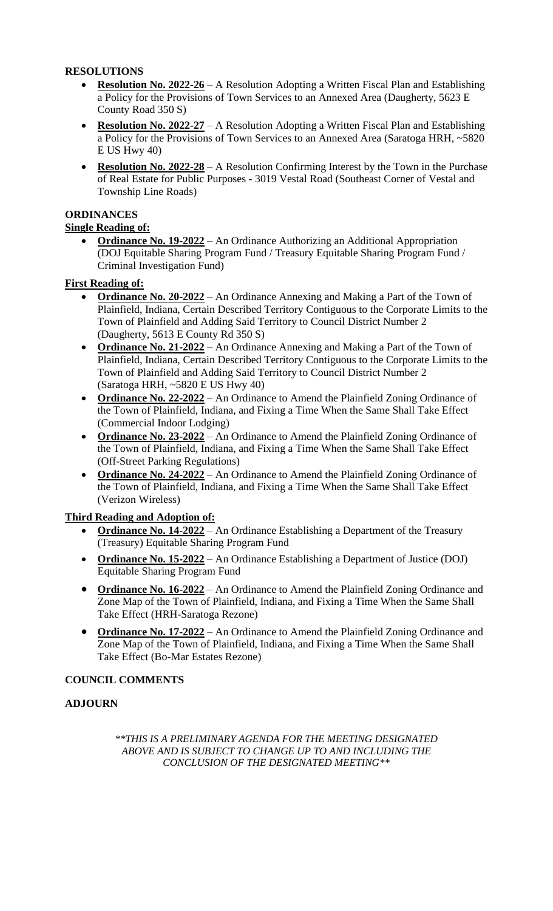## RESOLUTIONS

- **Resolution No. 2022-26** – A Resolution Adopting a Written Fiscal Plan and Establishing a Policy for the Provisions of Town Services to an Annexed Area (Daugherty, 5623 E County Road 350 S)
- **Resolution No. 2022-27** – A Resolution Adopting a Written Fiscal Plan and Establishing a Policy for the Provisions of Town Services to an Annexed Area (Saratoga HRH, ~5820 E US Hwy 40)
- **Resolution No. 2022-28** – A Resolution Confirming Interest by the Town in the Purchase of Real Estate for Public Purposes - 3019 Vestal Road (Southeast Corner of Vestal and Township Line Roads)

## ORDINANCES

### Single Reading of:

- **Ordinance No. 19-2022** – An Ordinance Authorizing an Additional Appropriation (DOJ Equitable Sharing Program Fund / Treasury Equitable Sharing Program Fund / Criminal Investigation Fund)

### First Reading of:

- **Ordinance No. 20-2022** – An Ordinance Annexing and Making a Part of the Town of Plainfield, Indiana, Certain Described Territory Contiguous to the Corporate Limits to the Town of Plainfield and Adding Said Territory to Council District Number 2 (Daugherty, 5613 E County Rd 350 S)
- **Ordinance No. 21-2022** – An Ordinance Annexing and Making a Part of the Town of Plainfield, Indiana, Certain Described Territory Contiguous to the Corporate Limits to the Town of Plainfield and Adding Said Territory to Council District Number 2 (Saratoga HRH, ~5820 E US Hwy 40)
- **Ordinance No. 22-2022** – An Ordinance to Amend the Plainfield Zoning Ordinance of the Town of Plainfield, Indiana, and Fixing a Time When the Same Shall Take Effect (Commercial Indoor Lodging)
- **Ordinance No. 23-2022** – An Ordinance to Amend the Plainfield Zoning Ordinance of the Town of Plainfield, Indiana, and Fixing a Time When the Same Shall Take Effect (Off-Street Parking Regulations)
- **Ordinance No. 24-2022** – An Ordinance to Amend the Plainfield Zoning Ordinance of the Town of Plainfield, Indiana, and Fixing a Time When the Same Shall Take Effect (Verizon Wireless)

### Third Reading and Adoption of:

- **Ordinance No. 14-2022** – An Ordinance Establishing a Department of the Treasury (Treasury) Equitable Sharing Program Fund
- **Ordinance No. 15-2022** – An Ordinance Establishing a Department of Justice (DOJ) Equitable Sharing Program Fund
- **Ordinance No. 16-2022** – An Ordinance to Amend the Plainfield Zoning Ordinance and Zone Map of the Town of Plainfield, Indiana, and Fixing a Time When the Same Shall Take Effect (HRH-Saratoga Rezone)
- **Ordinance No. 17-2022** – An Ordinance to Amend the Plainfield Zoning Ordinance and Zone Map of the Town of Plainfield, Indiana, and Fixing a Time When the Same Shall Take Effect (Bo-Mar Estates Rezone)

## COUNCIL COMMENTS

## ADJOURN

*\*\*THIS IS A PRELIMINARY AGENDA FOR THE MEETING DESIGNATED ABOVE AND IS SUBJECT TO CHANGE UP TO AND INCLUDING THE CONCLUSION OF THE DESIGNATED MEETING\*\**